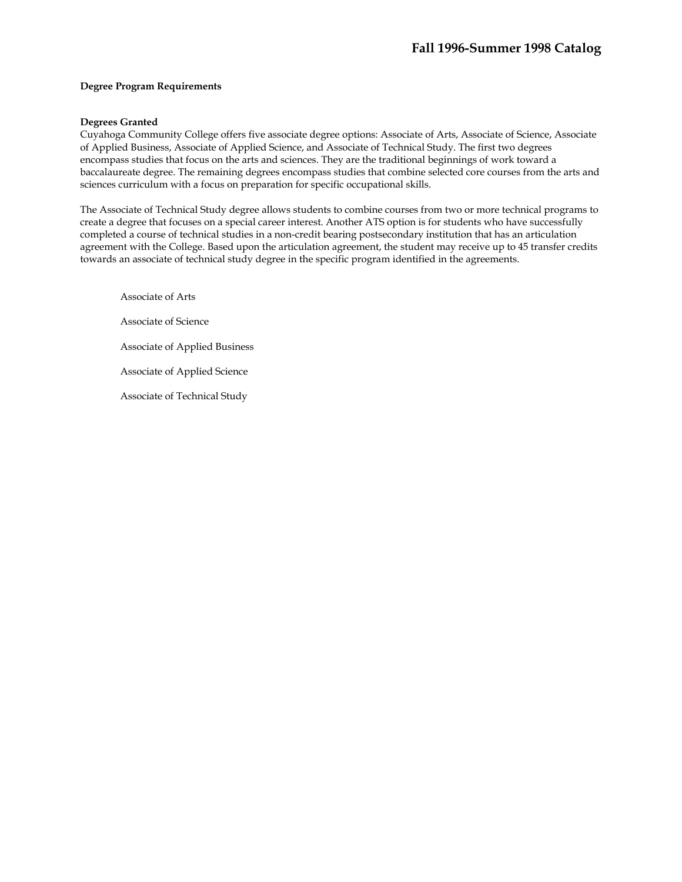# Fall 1996-Summer 1998 Catalog

## Degree Program Requirements

### Degrees Granted

Cuyahoga Community College offers five associate degree options: Associate of Arts, Associate of Science, Associate of Applied Business, Associate of Applied Science, and Associate of Technical Study. The first two degrees encompass studies that focus on the arts and sciences. They are the traditional beginnings of work toward a baccalaureate degree. The remaining degrees encompass studies that combine selected core courses from the arts and sciences curriculum with a focus on preparation for specific occupational skills.

The Associate of Technical Study degree allows students to combine courses from two or more technical programs to create a degree that focuses on a special career interest. Another ATS option is for students who have successfully completed a course of technical studies in a non-credit bearing postsecondary institution that has an articulation agreement with the College. Based upon the articulation agreement, the student may receive up to 45 transfer credits towards an associate of technical study degree in the specific program identified in the agreements.

- Associate of Arts
- Associate of Science
- Associate of Applied Business
- Associate of Applied Science
- Associate of Technical Study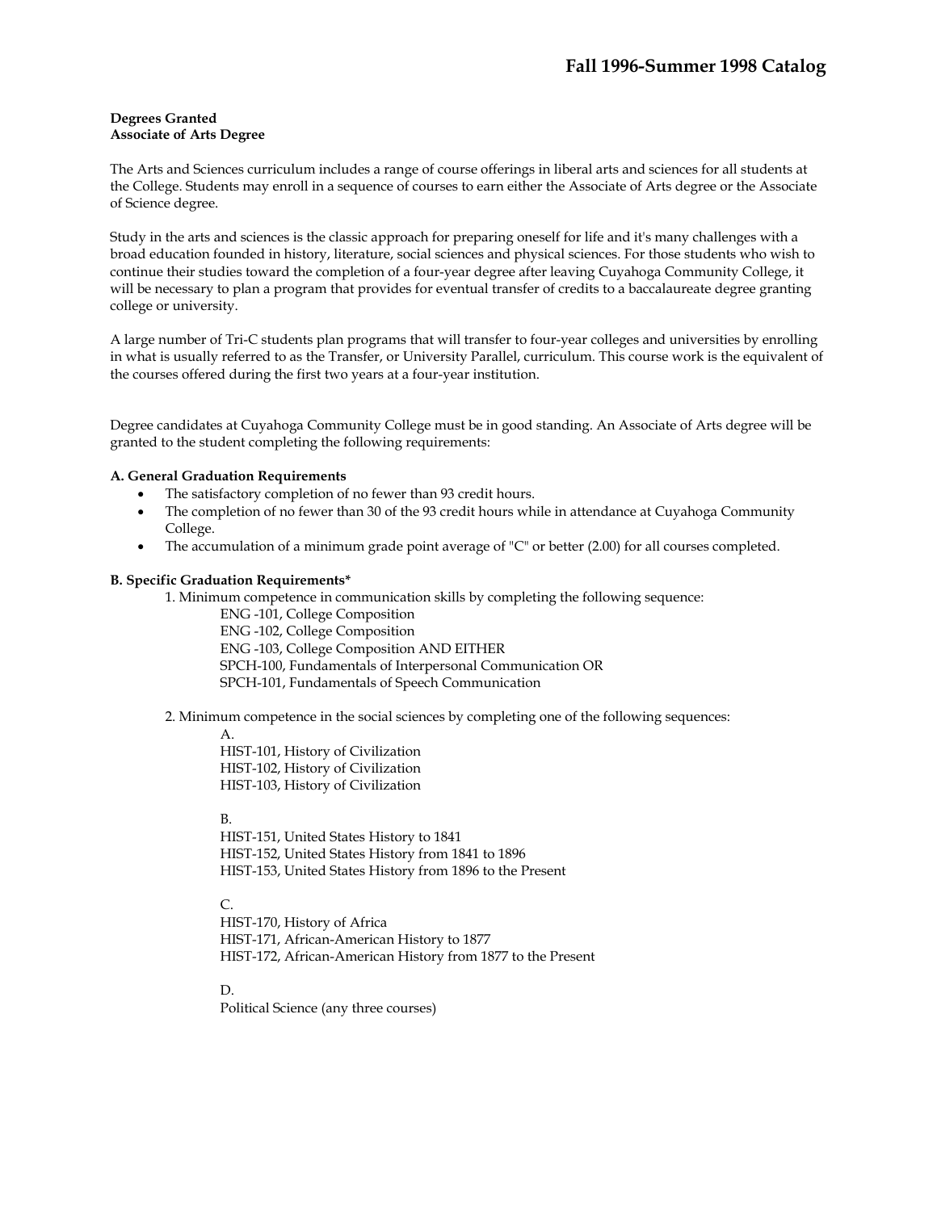**Degrees Granted**
**Associate of Arts Degree**

The Arts and Sciences curriculum includes a range of course offerings in liberal arts and sciences for all students at the College. Students may enroll in a sequence of courses to earn either the Associate of Arts degree or the Associate of Science degree.

Study in the arts and sciences is the classic approach for preparing oneself for life and it's many challenges with a broad education founded in history, literature, social sciences and physical sciences. For those students who wish to continue their studies toward the completion of a four-year degree after leaving Cuyahoga Community College, it will be necessary to plan a program that provides for eventual transfer of credits to a baccalaureate degree granting college or university.

A large number of Tri-C students plan programs that will transfer to four-year colleges and universities by enrolling in what is usually referred to as the Transfer, or University Parallel, curriculum. This course work is the equivalent of the courses offered during the first two years at a four-year institution.

Degree candidates at Cuyahoga Community College must be in good standing. An Associate of Arts degree will be granted to the student completing the following requirements:

**A. General Graduation Requirements**

- The satisfactory completion of no fewer than 93 credit hours.
- The completion of no fewer than 30 of the 93 credit hours while in attendance at Cuyahoga Community College.
- The accumulation of a minimum grade point average of "C" or better (2.00) for all courses completed.

**B. Specific Graduation Requirements***

1. Minimum competence in communication skills by completing the following sequence:

   ENG -101, College Composition
   ENG -102, College Composition
   ENG -103, College Composition AND EITHER
   SPCH-100, Fundamentals of Interpersonal Communication OR
   SPCH-101, Fundamentals of Speech Communication

2. Minimum competence in the social sciences by completing one of the following sequences:

   A.
   HIST-101, History of Civilization
   HIST-102, History of Civilization
   HIST-103, History of Civilization

   B.
   HIST-151, United States History to 1841
   HIST-152, United States History from 1841 to 1896
   HIST-153, United States History from 1896 to the Present

   C.
   HIST-170, History of Africa
   HIST-171, African-American History to 1877
   HIST-172, African-American History from 1877 to the Present

   D.
   Political Science (any three courses)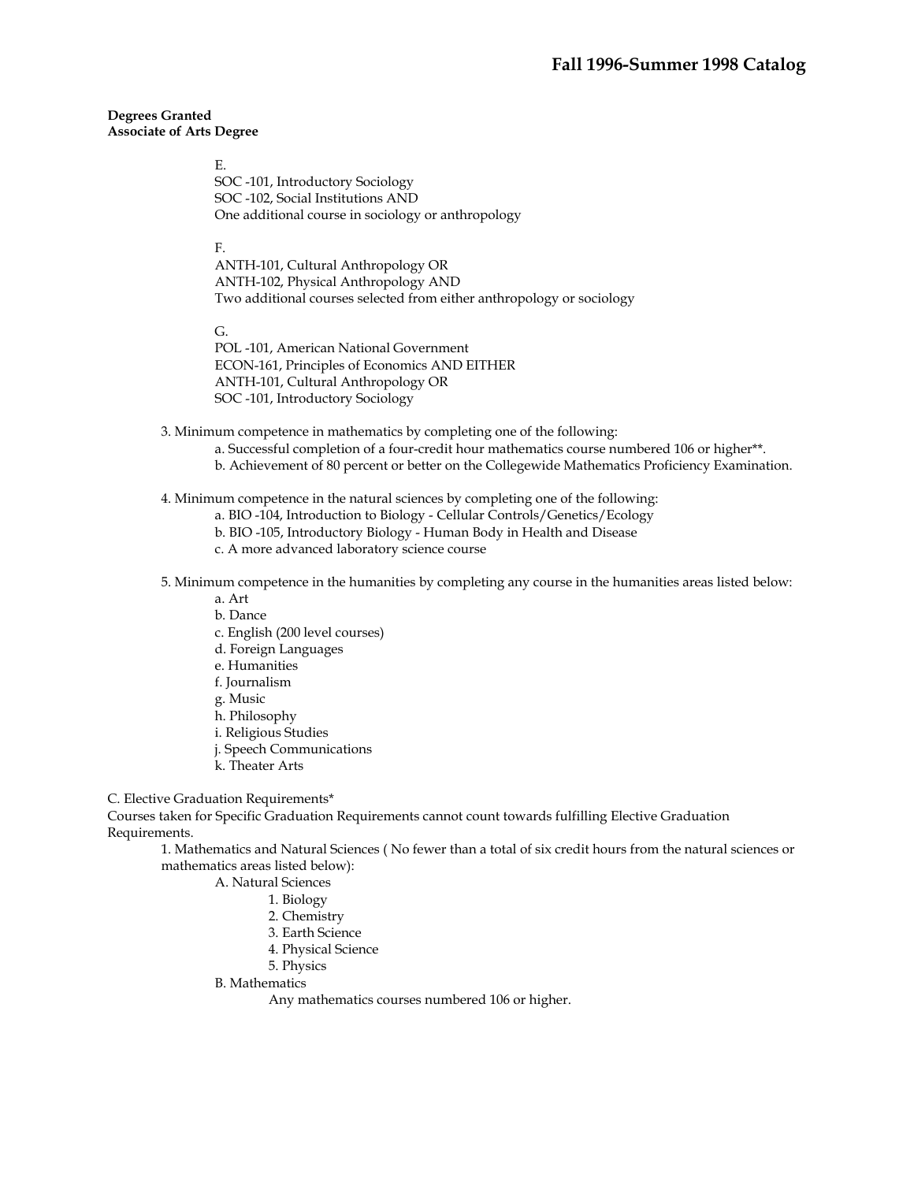**Degrees Granted**
**Associate of Arts Degree**

E.
SOC -101, Introductory Sociology
SOC -102, Social Institutions AND
One additional course in sociology or anthropology

F.
ANTH-101, Cultural Anthropology OR
ANTH-102, Physical Anthropology AND
Two additional courses selected from either anthropology or sociology

G.
POL -101, American National Government
ECON-161, Principles of Economics AND EITHER
ANTH-101, Cultural Anthropology OR
SOC -101, Introductory Sociology

3. Minimum competence in mathematics by completing one of the following:
   - a. Successful completion of a four-credit hour mathematics course numbered 106 or higher**.
   - b. Achievement of 80 percent or better on the Collegewide Mathematics Proficiency Examination.

4. Minimum competence in the natural sciences by completing one of the following:
   - a. BIO -104, Introduction to Biology - Cellular Controls/Genetics/Ecology
   - b. BIO -105, Introductory Biology - Human Body in Health and Disease
   - c. A more advanced laboratory science course

5. Minimum competence in the humanities by completing any course in the humanities areas listed below:
   - a. Art
   - b. Dance
   - c. English (200 level courses)
   - d. Foreign Languages
   - e. Humanities
   - f. Journalism
   - g. Music
   - h. Philosophy
   - i. Religious Studies
   - j. Speech Communications
   - k. Theater Arts

C. Elective Graduation Requirements*

Courses taken for Specific Graduation Requirements cannot count towards fulfilling Elective Graduation Requirements.

1. Mathematics and Natural Sciences ( No fewer than a total of six credit hours from the natural sciences or mathematics areas listed below):
   - A. Natural Sciences
     1. Biology
     2. Chemistry
     3. Earth Science
     4. Physical Science
     5. Physics
   - B. Mathematics
     Any mathematics courses numbered 106 or higher.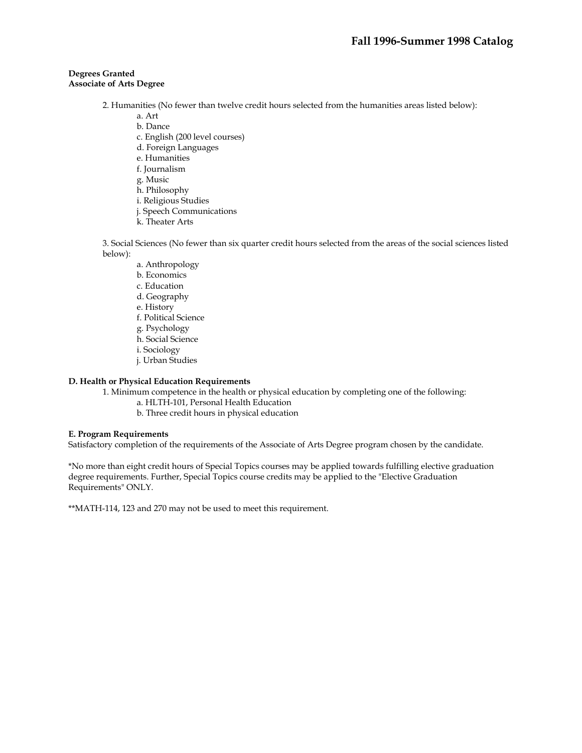**Degrees Granted**
**Associate of Arts Degree**

2. Humanities (No fewer than twelve credit hours selected from the humanities areas listed below):
    - a. Art
    - b. Dance
    - c. English (200 level courses)
    - d. Foreign Languages
    - e. Humanities
    - f. Journalism
    - g. Music
    - h. Philosophy
    - i. Religious Studies
    - j. Speech Communications
    - k. Theater Arts

3. Social Sciences (No fewer than six quarter credit hours selected from the areas of the social sciences listed below):
    - a. Anthropology
    - b. Economics
    - c. Education
    - d. Geography
    - e. History
    - f. Political Science
    - g. Psychology
    - h. Social Science
    - i. Sociology
    - j. Urban Studies

**D. Health or Physical Education Requirements**

1. Minimum competence in the health or physical education by completing one of the following:
    - a. HLTH-101, Personal Health Education
    - b. Three credit hours in physical education

**E. Program Requirements**

Satisfactory completion of the requirements of the Associate of Arts Degree program chosen by the candidate.

*No more than eight credit hours of Special Topics courses may be applied towards fulfilling elective graduation degree requirements. Further, Special Topics course credits may be applied to the "Elective Graduation Requirements" ONLY.

**MATH-114, 123 and 270 may not be used to meet this requirement.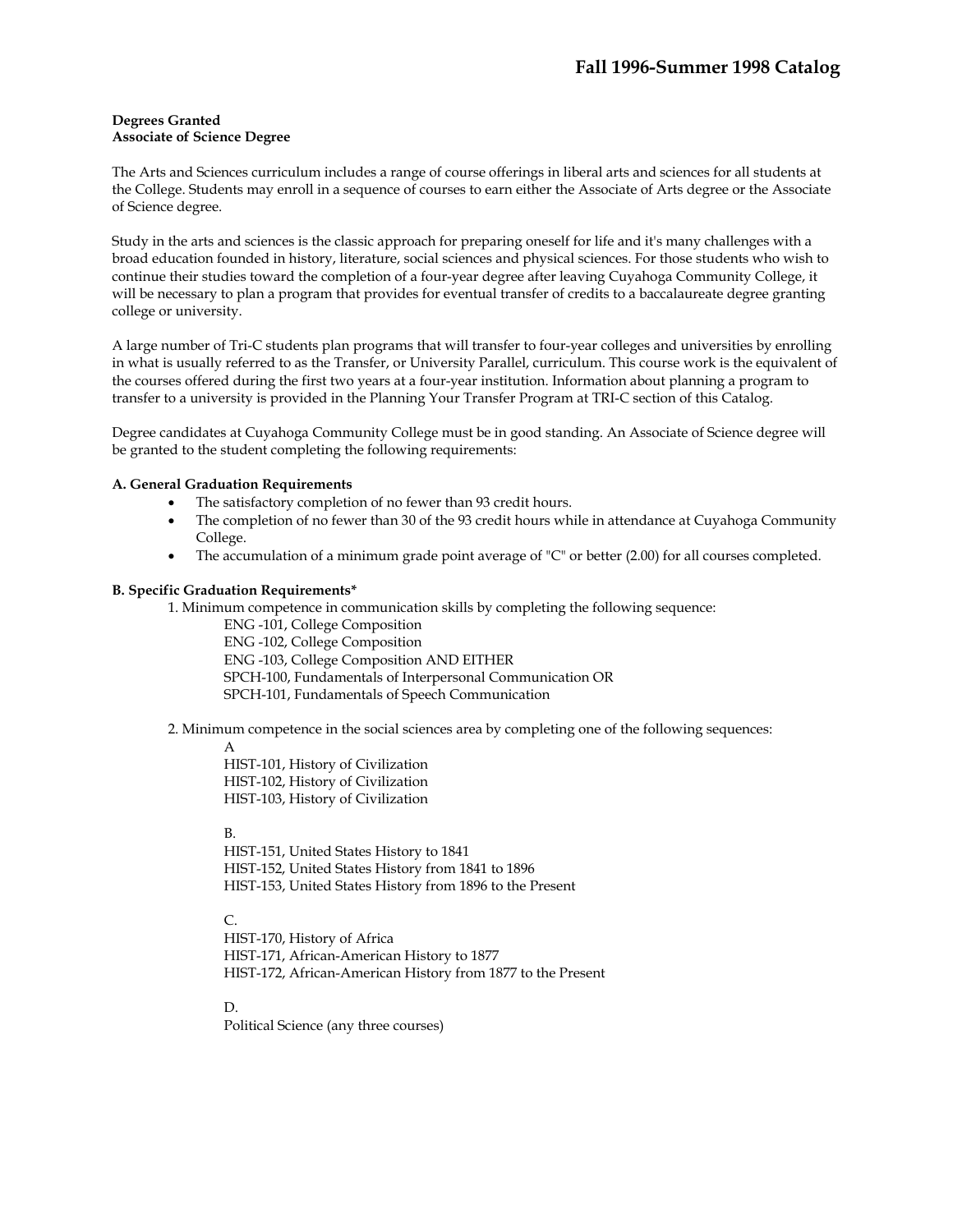**Degrees Granted**
**Associate of Science Degree**

The Arts and Sciences curriculum includes a range of course offerings in liberal arts and sciences for all students at the College. Students may enroll in a sequence of courses to earn either the Associate of Arts degree or the Associate of Science degree.

Study in the arts and sciences is the classic approach for preparing oneself for life and it's many challenges with a broad education founded in history, literature, social sciences and physical sciences. For those students who wish to continue their studies toward the completion of a four-year degree after leaving Cuyahoga Community College, it will be necessary to plan a program that provides for eventual transfer of credits to a baccalaureate degree granting college or university.

A large number of Tri-C students plan programs that will transfer to four-year colleges and universities by enrolling in what is usually referred to as the Transfer, or University Parallel, curriculum. This course work is the equivalent of the courses offered during the first two years at a four-year institution. Information about planning a program to transfer to a university is provided in the Planning Your Transfer Program at TRI-C section of this Catalog.

Degree candidates at Cuyahoga Community College must be in good standing. An Associate of Science degree will be granted to the student completing the following requirements:

**A. General Graduation Requirements**

- The satisfactory completion of no fewer than 93 credit hours.
- The completion of no fewer than 30 of the 93 credit hours while in attendance at Cuyahoga Community College.
- The accumulation of a minimum grade point average of "C" or better (2.00) for all courses completed.

**B. Specific Graduation Requirements***

1. Minimum competence in communication skills by completing the following sequence:

   ENG -101, College Composition
   ENG -102, College Composition
   ENG -103, College Composition AND EITHER
   SPCH-100, Fundamentals of Interpersonal Communication OR
   SPCH-101, Fundamentals of Speech Communication

2. Minimum competence in the social sciences area by completing one of the following sequences:

   A
   HIST-101, History of Civilization
   HIST-102, History of Civilization
   HIST-103, History of Civilization

   B.
   HIST-151, United States History to 1841
   HIST-152, United States History from 1841 to 1896
   HIST-153, United States History from 1896 to the Present

   C.
   HIST-170, History of Africa
   HIST-171, African-American History to 1877
   HIST-172, African-American History from 1877 to the Present

   D.
   Political Science (any three courses)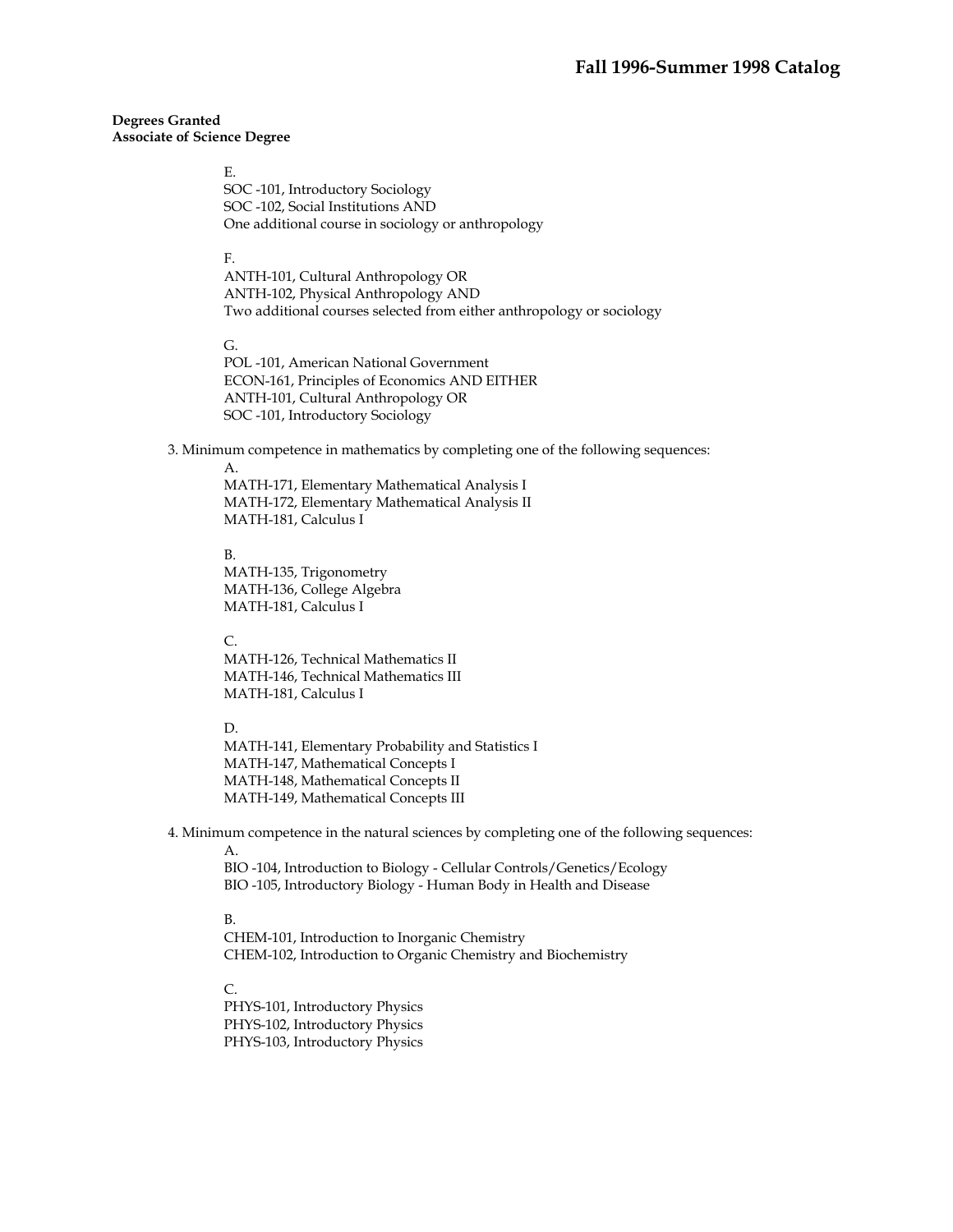**Degrees Granted**
**Associate of Science Degree**

E.
SOC -101, Introductory Sociology
SOC -102, Social Institutions AND
One additional course in sociology or anthropology

F.
ANTH-101, Cultural Anthropology OR
ANTH-102, Physical Anthropology AND
Two additional courses selected from either anthropology or sociology

G.
POL -101, American National Government
ECON-161, Principles of Economics AND EITHER
ANTH-101, Cultural Anthropology OR
SOC -101, Introductory Sociology

3. Minimum competence in mathematics by completing one of the following sequences:

A.
MATH-171, Elementary Mathematical Analysis I
MATH-172, Elementary Mathematical Analysis II
MATH-181, Calculus I

B.
MATH-135, Trigonometry
MATH-136, College Algebra
MATH-181, Calculus I

C.
MATH-126, Technical Mathematics II
MATH-146, Technical Mathematics III
MATH-181, Calculus I

D.
MATH-141, Elementary Probability and Statistics I
MATH-147, Mathematical Concepts I
MATH-148, Mathematical Concepts II
MATH-149, Mathematical Concepts III

4. Minimum competence in the natural sciences by completing one of the following sequences:

A.
BIO -104, Introduction to Biology - Cellular Controls/Genetics/Ecology
BIO -105, Introductory Biology - Human Body in Health and Disease

B.
CHEM-101, Introduction to Inorganic Chemistry
CHEM-102, Introduction to Organic Chemistry and Biochemistry

C.
PHYS-101, Introductory Physics
PHYS-102, Introductory Physics
PHYS-103, Introductory Physics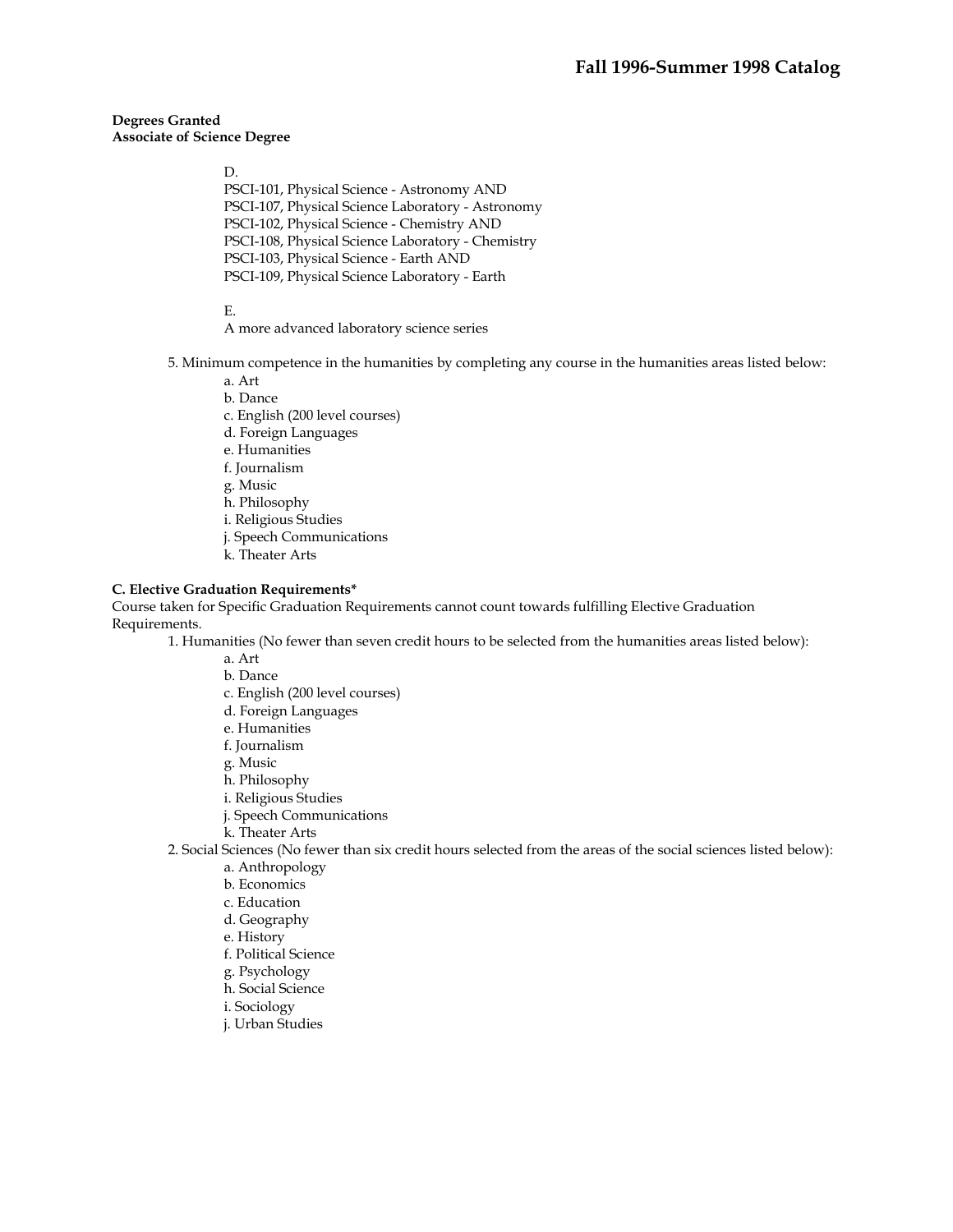**Degrees Granted**
**Associate of Science Degree**

D.
PSCI-101, Physical Science - Astronomy AND
PSCI-107, Physical Science Laboratory - Astronomy
PSCI-102, Physical Science - Chemistry AND
PSCI-108, Physical Science Laboratory - Chemistry
PSCI-103, Physical Science - Earth AND
PSCI-109, Physical Science Laboratory - Earth

E.
A more advanced laboratory science series

5. Minimum competence in the humanities by completing any course in the humanities areas listed below:
   - a. Art
   - b. Dance
   - c. English (200 level courses)
   - d. Foreign Languages
   - e. Humanities
   - f. Journalism
   - g. Music
   - h. Philosophy
   - i. Religious Studies
   - j. Speech Communications
   - k. Theater Arts

**C. Elective Graduation Requirements***

Course taken for Specific Graduation Requirements cannot count towards fulfilling Elective Graduation Requirements.

1. Humanities (No fewer than seven credit hours to be selected from the humanities areas listed below):
   - a. Art
   - b. Dance
   - c. English (200 level courses)
   - d. Foreign Languages
   - e. Humanities
   - f. Journalism
   - g. Music
   - h. Philosophy
   - i. Religious Studies
   - j. Speech Communications
   - k. Theater Arts
2. Social Sciences (No fewer than six credit hours selected from the areas of the social sciences listed below):
   - a. Anthropology
   - b. Economics
   - c. Education
   - d. Geography
   - e. History
   - f. Political Science
   - g. Psychology
   - h. Social Science
   - i. Sociology
   - j. Urban Studies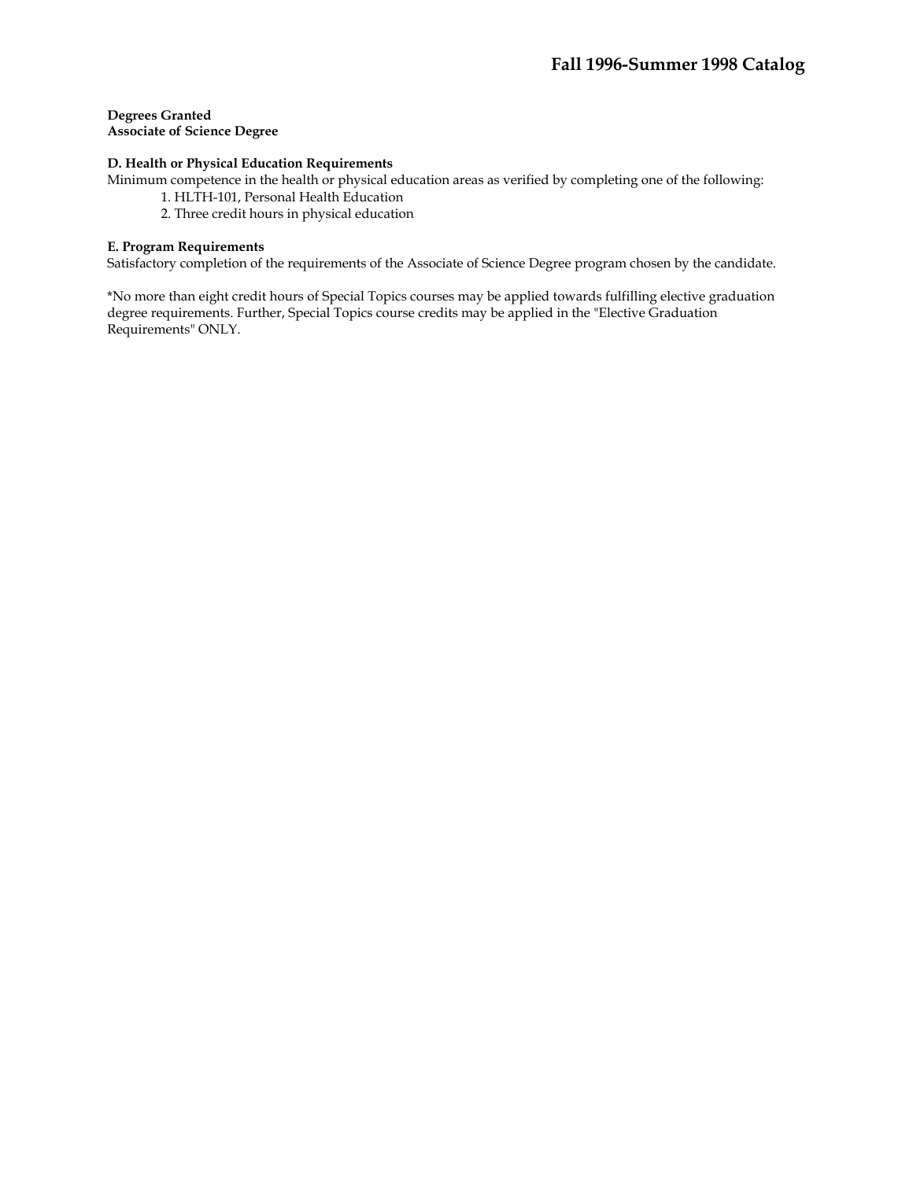**Degrees Granted**
**Associate of Science Degree**

**D. Health or Physical Education Requirements**
Minimum competence in the health or physical education areas as verified by completing one of the following:

1. HLTH-101, Personal Health Education
2. Three credit hours in physical education

**E. Program Requirements**
Satisfactory completion of the requirements of the Associate of Science Degree program chosen by the candidate.

*No more than eight credit hours of Special Topics courses may be applied towards fulfilling elective graduation degree requirements. Further, Special Topics course credits may be applied in the "Elective Graduation Requirements" ONLY.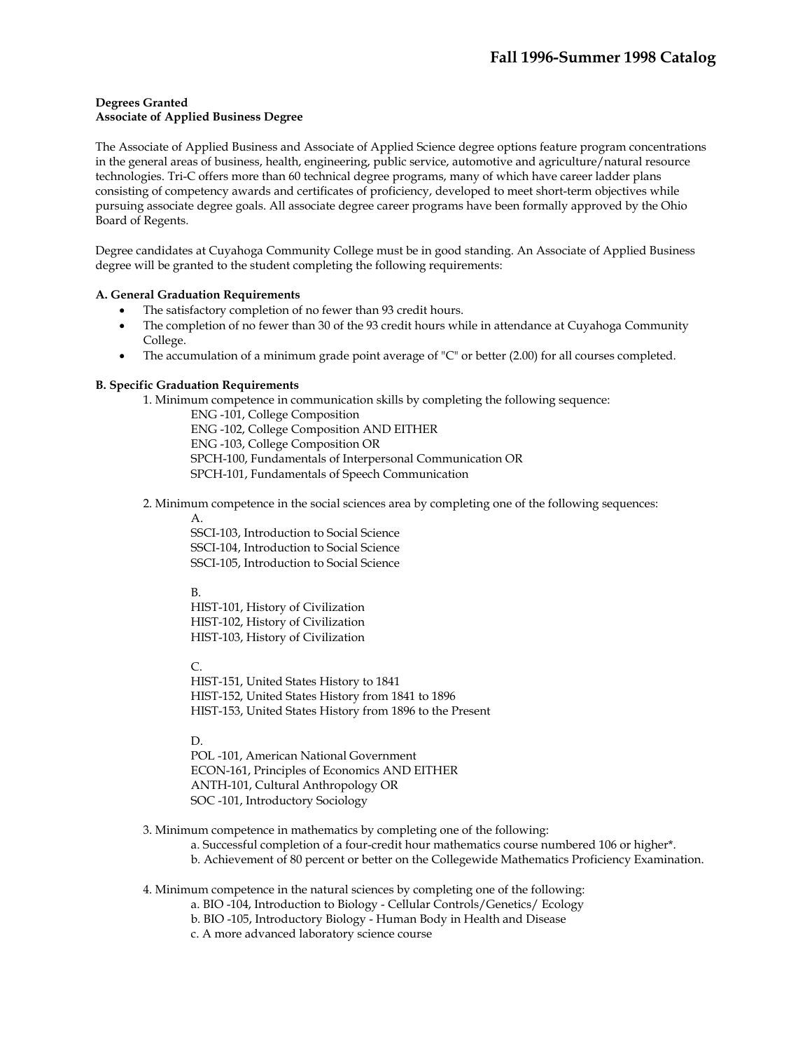**Degrees Granted**
**Associate of Applied Business Degree**

The Associate of Applied Business and Associate of Applied Science degree options feature program concentrations in the general areas of business, health, engineering, public service, automotive and agriculture/natural resource technologies. Tri-C offers more than 60 technical degree programs, many of which have career ladder plans consisting of competency awards and certificates of proficiency, developed to meet short-term objectives while pursuing associate degree goals. All associate degree career programs have been formally approved by the Ohio Board of Regents.

Degree candidates at Cuyahoga Community College must be in good standing. An Associate of Applied Business degree will be granted to the student completing the following requirements:

**A. General Graduation Requirements**

- The satisfactory completion of no fewer than 93 credit hours.
- The completion of no fewer than 30 of the 93 credit hours while in attendance at Cuyahoga Community College.
- The accumulation of a minimum grade point average of "C" or better (2.00) for all courses completed.

**B. Specific Graduation Requirements**

1. Minimum competence in communication skills by completing the following sequence:
   - ENG -101, College Composition
   - ENG -102, College Composition AND EITHER
   - ENG -103, College Composition OR
   - SPCH-100, Fundamentals of Interpersonal Communication OR
   - SPCH-101, Fundamentals of Speech Communication

2. Minimum competence in the social sciences area by completing one of the following sequences:

   A.
   SSCI-103, Introduction to Social Science
   SSCI-104, Introduction to Social Science
   SSCI-105, Introduction to Social Science

   B.
   HIST-101, History of Civilization
   HIST-102, History of Civilization
   HIST-103, History of Civilization

   C.
   HIST-151, United States History to 1841
   HIST-152, United States History from 1841 to 1896
   HIST-153, United States History from 1896 to the Present

   D.
   POL -101, American National Government
   ECON-161, Principles of Economics AND EITHER
   ANTH-101, Cultural Anthropology OR
   SOC -101, Introductory Sociology

3. Minimum competence in mathematics by completing one of the following:
   - a. Successful completion of a four-credit hour mathematics course numbered 106 or higher*.
   - b. Achievement of 80 percent or better on the Collegewide Mathematics Proficiency Examination.

4. Minimum competence in the natural sciences by completing one of the following:
   - a. BIO -104, Introduction to Biology - Cellular Controls/Genetics/ Ecology
   - b. BIO -105, Introductory Biology - Human Body in Health and Disease
   - c. A more advanced laboratory science course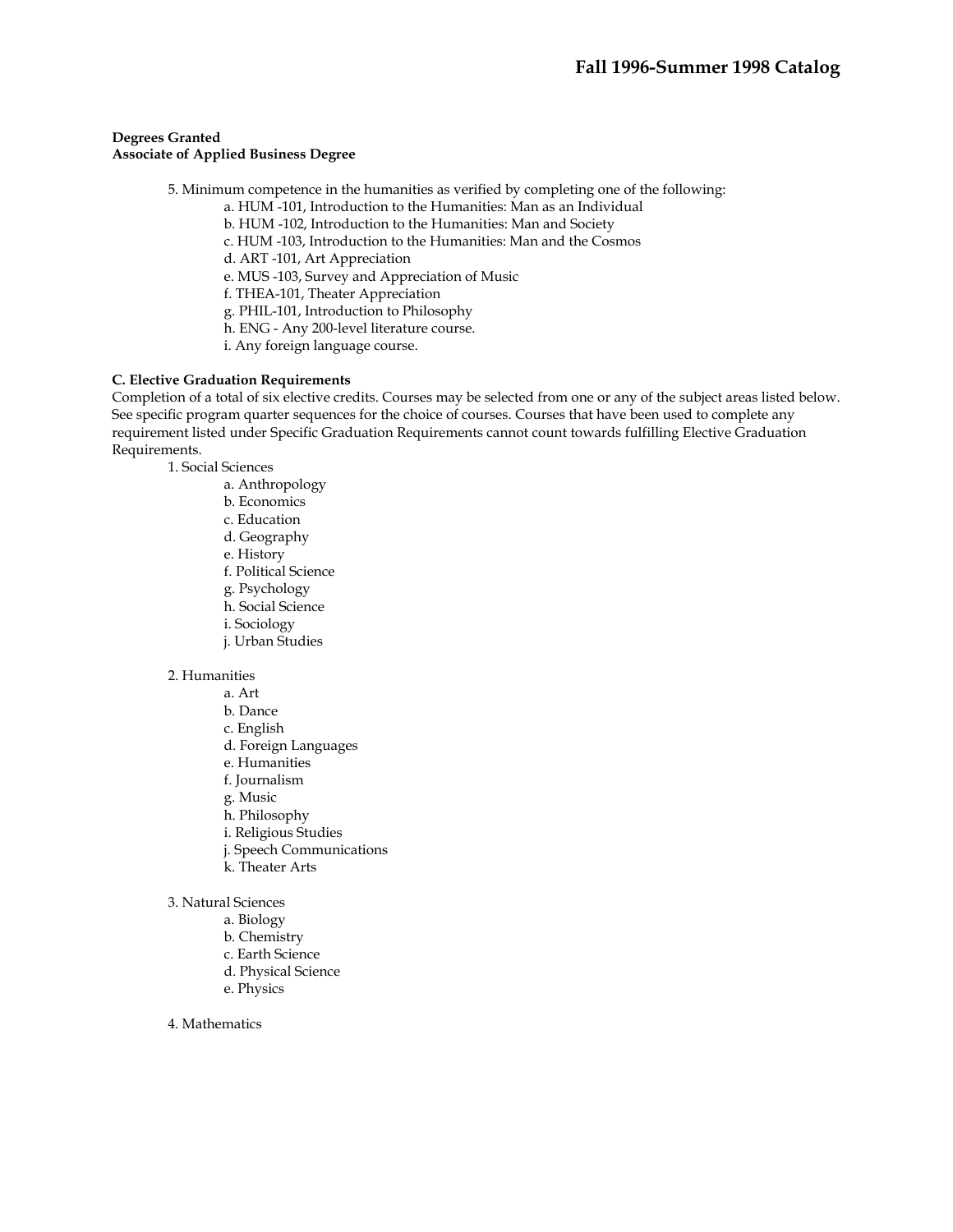**Degrees Granted**
**Associate of Applied Business Degree**

5. Minimum competence in the humanities as verified by completing one of the following:
    - a. HUM -101, Introduction to the Humanities: Man as an Individual
    - b. HUM -102, Introduction to the Humanities: Man and Society
    - c. HUM -103, Introduction to the Humanities: Man and the Cosmos
    - d. ART -101, Art Appreciation
    - e. MUS -103, Survey and Appreciation of Music
    - f. THEA-101, Theater Appreciation
    - g. PHIL-101, Introduction to Philosophy
    - h. ENG - Any 200-level literature course.
    - i. Any foreign language course.

**C. Elective Graduation Requirements**

Completion of a total of six elective credits. Courses may be selected from one or any of the subject areas listed below. See specific program quarter sequences for the choice of courses. Courses that have been used to complete any requirement listed under Specific Graduation Requirements cannot count towards fulfilling Elective Graduation Requirements.

1. Social Sciences
    - a. Anthropology
    - b. Economics
    - c. Education
    - d. Geography
    - e. History
    - f. Political Science
    - g. Psychology
    - h. Social Science
    - i. Sociology
    - j. Urban Studies

2. Humanities
    - a. Art
    - b. Dance
    - c. English
    - d. Foreign Languages
    - e. Humanities
    - f. Journalism
    - g. Music
    - h. Philosophy
    - i. Religious Studies
    - j. Speech Communications
    - k. Theater Arts

3. Natural Sciences
    - a. Biology
    - b. Chemistry
    - c. Earth Science
    - d. Physical Science
    - e. Physics

4. Mathematics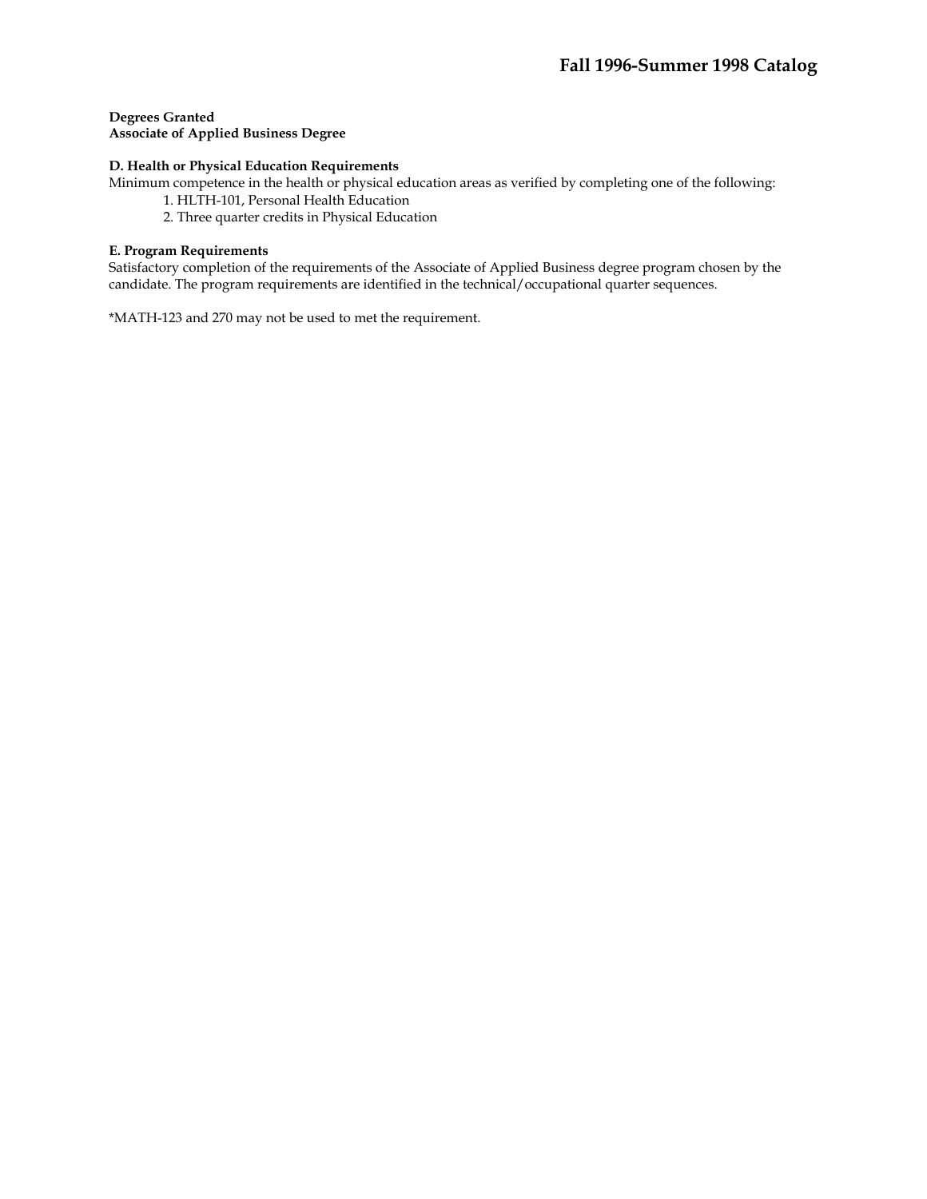**Degrees Granted**
**Associate of Applied Business Degree**

**D. Health or Physical Education Requirements**
Minimum competence in the health or physical education areas as verified by completing one of the following:

1. HLTH-101, Personal Health Education
2. Three quarter credits in Physical Education

**E. Program Requirements**
Satisfactory completion of the requirements of the Associate of Applied Business degree program chosen by the candidate. The program requirements are identified in the technical/occupational quarter sequences.

*MATH-123 and 270 may not be used to met the requirement.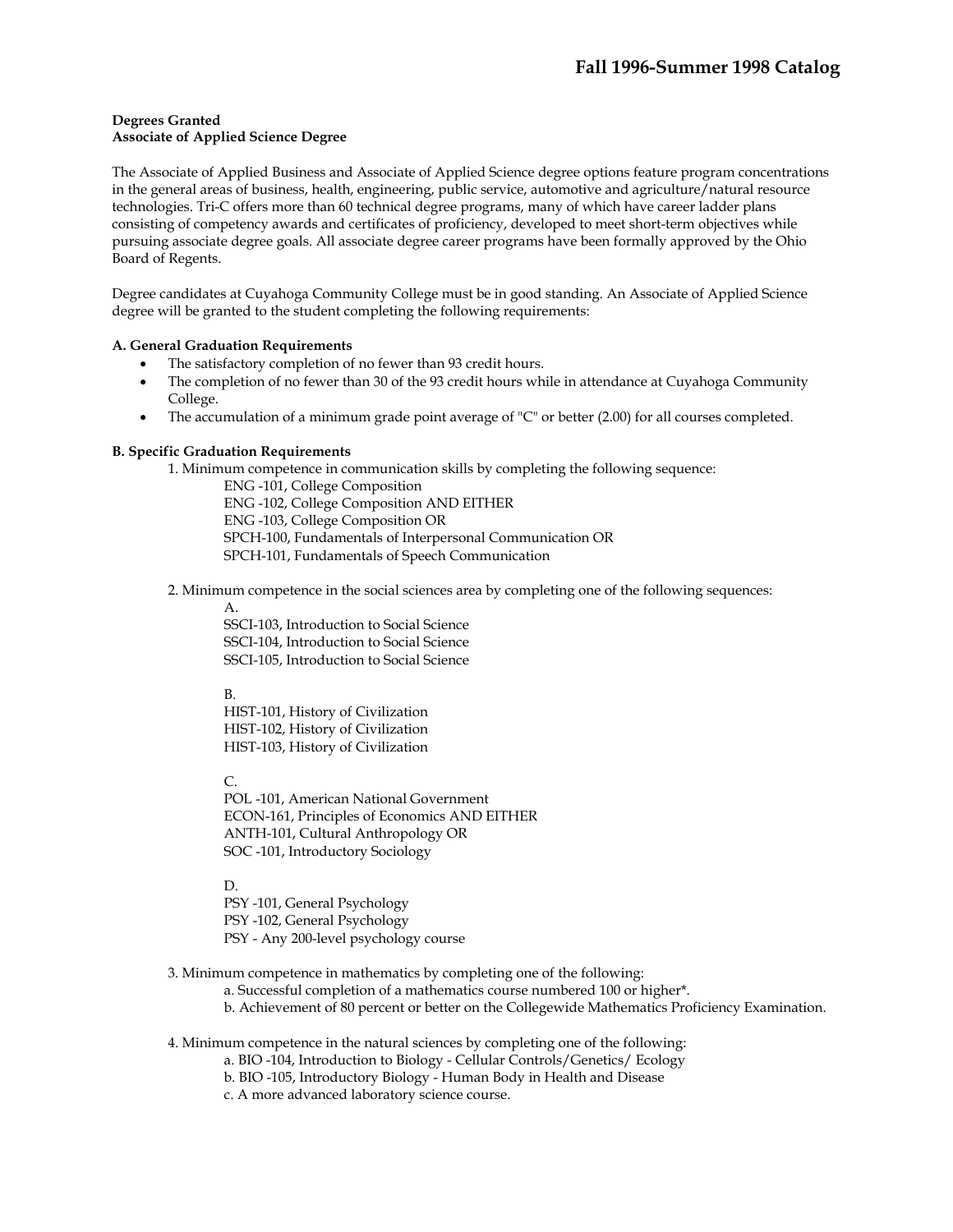**Degrees Granted**
**Associate of Applied Science Degree**

The Associate of Applied Business and Associate of Applied Science degree options feature program concentrations in the general areas of business, health, engineering, public service, automotive and agriculture/natural resource technologies. Tri-C offers more than 60 technical degree programs, many of which have career ladder plans consisting of competency awards and certificates of proficiency, developed to meet short-term objectives while pursuing associate degree goals. All associate degree career programs have been formally approved by the Ohio Board of Regents.

Degree candidates at Cuyahoga Community College must be in good standing. An Associate of Applied Science degree will be granted to the student completing the following requirements:

**A. General Graduation Requirements**

- The satisfactory completion of no fewer than 93 credit hours.
- The completion of no fewer than 30 of the 93 credit hours while in attendance at Cuyahoga Community College.
- The accumulation of a minimum grade point average of "C" or better (2.00) for all courses completed.

**B. Specific Graduation Requirements**

1. Minimum competence in communication skills by completing the following sequence:
   - ENG -101, College Composition
   - ENG -102, College Composition AND EITHER
   - ENG -103, College Composition OR
   - SPCH-100, Fundamentals of Interpersonal Communication OR
   - SPCH-101, Fundamentals of Speech Communication

2. Minimum competence in the social sciences area by completing one of the following sequences:

   A.
   - SSCI-103, Introduction to Social Science
   - SSCI-104, Introduction to Social Science
   - SSCI-105, Introduction to Social Science

   B.
   - HIST-101, History of Civilization
   - HIST-102, History of Civilization
   - HIST-103, History of Civilization

   C.
   - POL -101, American National Government
   - ECON-161, Principles of Economics AND EITHER
   - ANTH-101, Cultural Anthropology OR
   - SOC -101, Introductory Sociology

   D.
   - PSY -101, General Psychology
   - PSY -102, General Psychology
   - PSY - Any 200-level psychology course

3. Minimum competence in mathematics by completing one of the following:
   - a. Successful completion of a mathematics course numbered 100 or higher*.
   - b. Achievement of 80 percent or better on the Collegewide Mathematics Proficiency Examination.

4. Minimum competence in the natural sciences by completing one of the following:
   - a. BIO -104, Introduction to Biology - Cellular Controls/Genetics/ Ecology
   - b. BIO -105, Introductory Biology - Human Body in Health and Disease
   - c. A more advanced laboratory science course.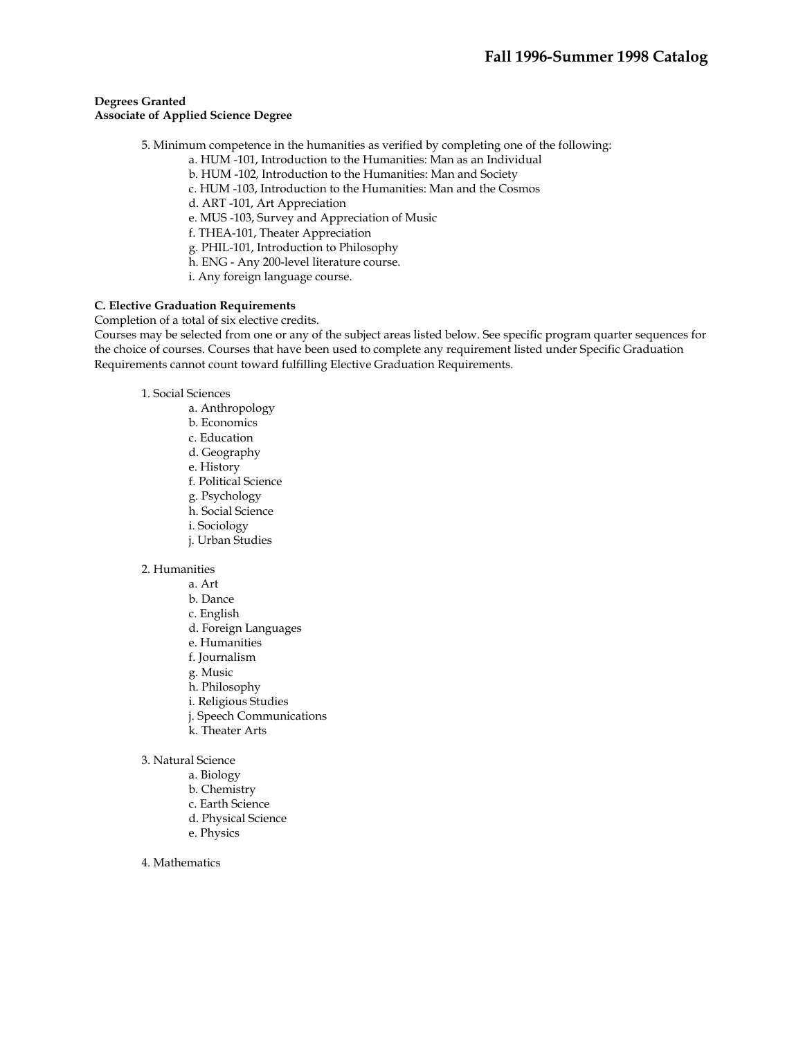**Degrees Granted**
**Associate of Applied Science Degree**

5. Minimum competence in the humanities as verified by completing one of the following:
    a. HUM -101, Introduction to the Humanities: Man as an Individual
    b. HUM -102, Introduction to the Humanities: Man and Society
    c. HUM -103, Introduction to the Humanities: Man and the Cosmos
    d. ART -101, Art Appreciation
    e. MUS -103, Survey and Appreciation of Music
    f. THEA-101, Theater Appreciation
    g. PHIL-101, Introduction to Philosophy
    h. ENG - Any 200-level literature course.
    i. Any foreign language course.

**C. Elective Graduation Requirements**

Completion of a total of six elective credits.
Courses may be selected from one or any of the subject areas listed below. See specific program quarter sequences for the choice of courses. Courses that have been used to complete any requirement listed under Specific Graduation Requirements cannot count toward fulfilling Elective Graduation Requirements.

1. Social Sciences
    a. Anthropology
    b. Economics
    c. Education
    d. Geography
    e. History
    f. Political Science
    g. Psychology
    h. Social Science
    i. Sociology
    j. Urban Studies

2. Humanities
    a. Art
    b. Dance
    c. English
    d. Foreign Languages
    e. Humanities
    f. Journalism
    g. Music
    h. Philosophy
    i. Religious Studies
    j. Speech Communications
    k. Theater Arts

3. Natural Science
    a. Biology
    b. Chemistry
    c. Earth Science
    d. Physical Science
    e. Physics

4. Mathematics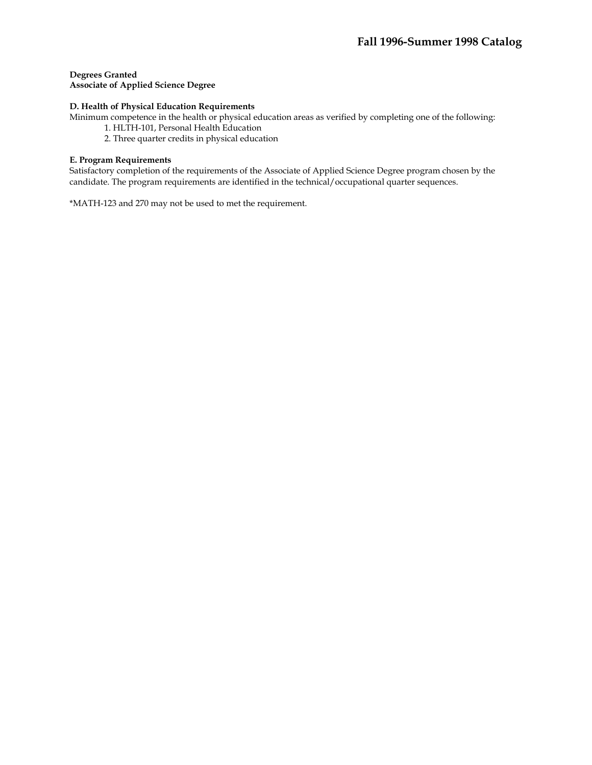**Degrees Granted**
**Associate of Applied Science Degree**

**D. Health of Physical Education Requirements**
Minimum competence in the health or physical education areas as verified by completing one of the following:

1. HLTH-101, Personal Health Education
2. Three quarter credits in physical education

**E. Program Requirements**
Satisfactory completion of the requirements of the Associate of Applied Science Degree program chosen by the candidate. The program requirements are identified in the technical/occupational quarter sequences.

*MATH-123 and 270 may not be used to met the requirement.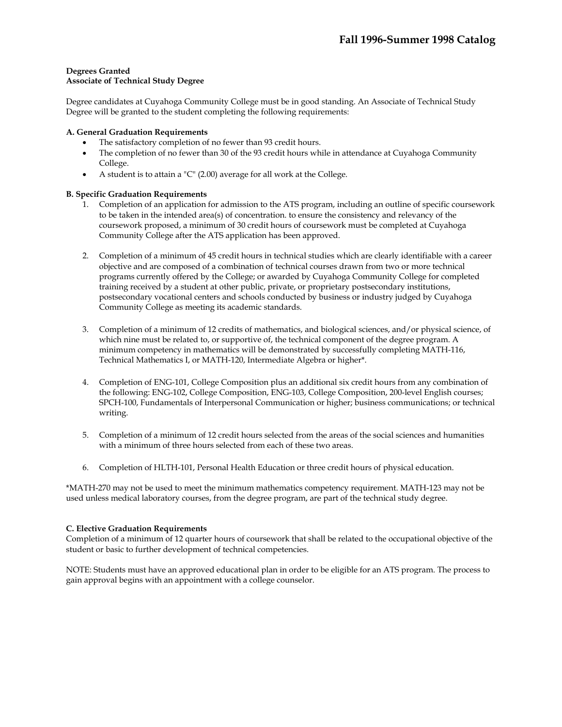**Degrees Granted**
**Associate of Technical Study Degree**

Degree candidates at Cuyahoga Community College must be in good standing. An Associate of Technical Study Degree will be granted to the student completing the following requirements:

**A. General Graduation Requirements**

- The satisfactory completion of no fewer than 93 credit hours.
- The completion of no fewer than 30 of the 93 credit hours while in attendance at Cuyahoga Community College.
- A student is to attain a "C" (2.00) average for all work at the College.

**B. Specific Graduation Requirements**

1. Completion of an application for admission to the ATS program, including an outline of specific coursework to be taken in the intended area(s) of concentration. to ensure the consistency and relevancy of the coursework proposed, a minimum of 30 credit hours of coursework must be completed at Cuyahoga Community College after the ATS application has been approved.

2. Completion of a minimum of 45 credit hours in technical studies which are clearly identifiable with a career objective and are composed of a combination of technical courses drawn from two or more technical programs currently offered by the College; or awarded by Cuyahoga Community College for completed training received by a student at other public, private, or proprietary postsecondary institutions, postsecondary vocational centers and schools conducted by business or industry judged by Cuyahoga Community College as meeting its academic standards.

3. Completion of a minimum of 12 credits of mathematics, and biological sciences, and/or physical science, of which nine must be related to, or supportive of, the technical component of the degree program. A minimum competency in mathematics will be demonstrated by successfully completing MATH-116, Technical Mathematics I, or MATH-120, Intermediate Algebra or higher*.

4. Completion of ENG-101, College Composition plus an additional six credit hours from any combination of the following: ENG-102, College Composition, ENG-103, College Composition, 200-level English courses; SPCH-100, Fundamentals of Interpersonal Communication or higher; business communications; or technical writing.

5. Completion of a minimum of 12 credit hours selected from the areas of the social sciences and humanities with a minimum of three hours selected from each of these two areas.

6. Completion of HLTH-101, Personal Health Education or three credit hours of physical education.

*MATH-270 may not be used to meet the minimum mathematics competency requirement. MATH-123 may not be used unless medical laboratory courses, from the degree program, are part of the technical study degree.

**C. Elective Graduation Requirements**

Completion of a minimum of 12 quarter hours of coursework that shall be related to the occupational objective of the student or basic to further development of technical competencies.

NOTE: Students must have an approved educational plan in order to be eligible for an ATS program. The process to gain approval begins with an appointment with a college counselor.